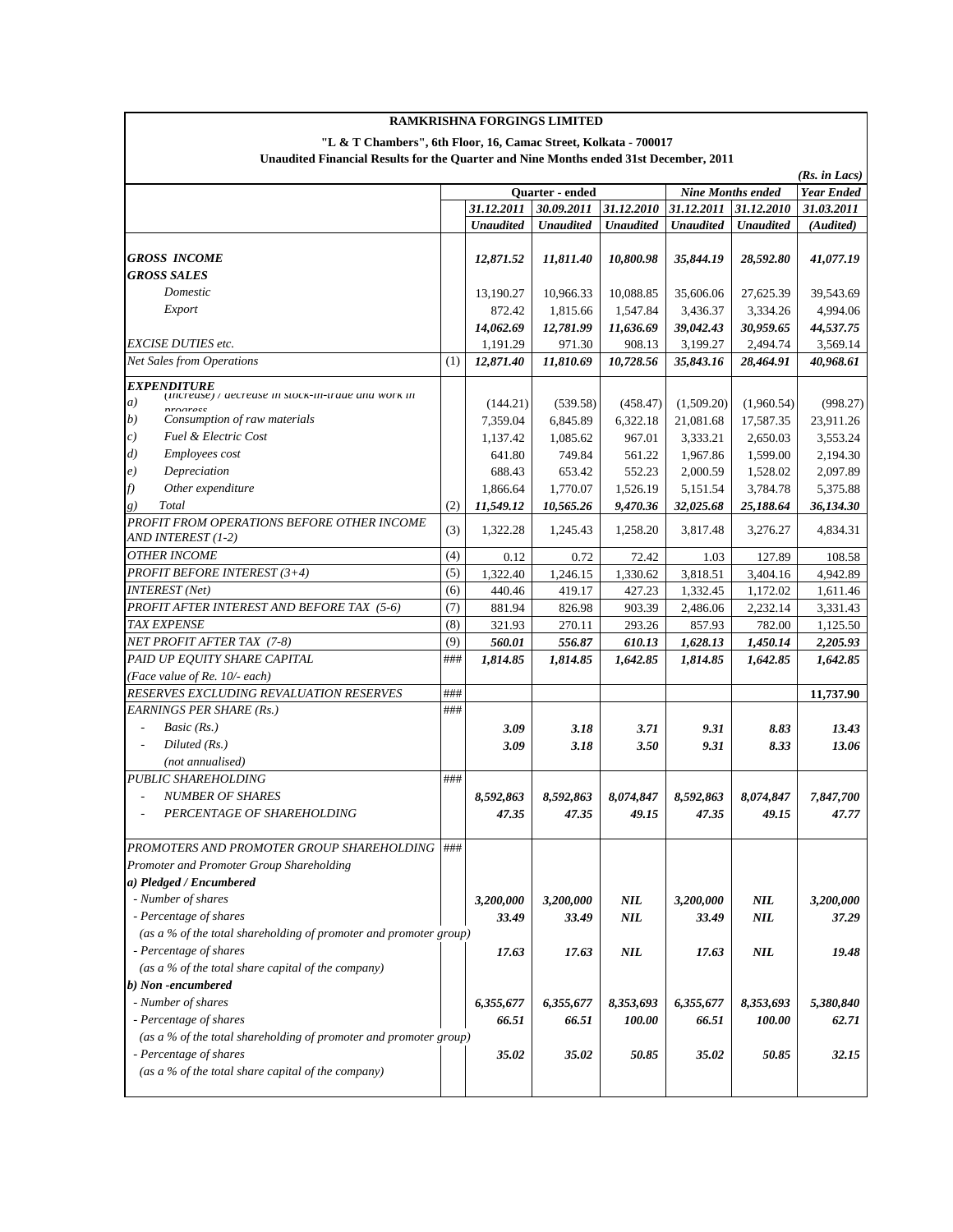# RAMKRISHNA FORGINGS LIMITED

**"L & T Chambers", 6th Floor, 16, Camac Street, Kolkata - 700017**

**Unaudited Financial Results for the Quarter and Nine Months ended 31st December, 2011**

*(Rs. in Lacs)*

| | | Quarter - ended | | | Nine Months ended | | Year Ended |
|---|---|---|---|---|---|---|---|
| | | 31.12.2011 | 30.09.2011 | 31.12.2010 | 31.12.2011 | 31.12.2010 | 31.03.2011 |
| | | Unaudited | Unaudited | Unaudited | Unaudited | Unaudited | (Audited) |
| ***GROSS INCOME*** | | ***12,871.52*** | ***11,811.40*** | ***10,800.98*** | ***35,844.19*** | ***28,592.80*** | ***41,077.19*** |
| ***GROSS SALES*** | | | | | | | |
| *Domestic* | | 13,190.27 | 10,966.33 | 10,088.85 | 35,606.06 | 27,625.39 | 39,543.69 |
| *Export* | | 872.42 | 1,815.66 | 1,547.84 | 3,436.37 | 3,334.26 | 4,994.06 |
| | | ***14,062.69*** | ***12,781.99*** | ***11,636.69*** | ***39,042.43*** | ***30,959.65*** | ***44,537.75*** |
| *EXCISE DUTIES etc.* | | 1,191.29 | 971.30 | 908.13 | 3,199.27 | 2,494.74 | 3,569.14 |
| *Net Sales from Operations* | (1) | ***12,871.40*** | ***11,810.69*** | ***10,728.56*** | ***35,843.16*** | ***28,464.91*** | ***40,968.61*** |
| ***EXPENDITURE*** | | | | | | | |
| *a) (Increase) / decrease in stock-in-trade and work in progress* | | (144.21) | (539.58) | (458.47) | (1,509.20) | (1,960.54) | (998.27) |
| *b) Consumption of raw materials* | | 7,359.04 | 6,845.89 | 6,322.18 | 21,081.68 | 17,587.35 | 23,911.26 |
| *c) Fuel & Electric Cost* | | 1,137.42 | 1,085.62 | 967.01 | 3,333.21 | 2,650.03 | 3,553.24 |
| *d) Employees cost* | | 641.80 | 749.84 | 561.22 | 1,967.86 | 1,599.00 | 2,194.30 |
| *e) Depreciation* | | 688.43 | 653.42 | 552.23 | 2,000.59 | 1,528.02 | 2,097.89 |
| *f) Other expenditure* | | 1,866.64 | 1,770.07 | 1,526.19 | 5,151.54 | 3,784.78 | 5,375.88 |
| *g) Total* | (2) | ***11,549.12*** | ***10,565.26*** | ***9,470.36*** | ***32,025.68*** | ***25,188.64*** | ***36,134.30*** |
| *PROFIT FROM OPERATIONS BEFORE OTHER INCOME AND INTEREST (1-2)* | (3) | 1,322.28 | 1,245.43 | 1,258.20 | 3,817.48 | 3,276.27 | 4,834.31 |
| *OTHER INCOME* | (4) | 0.12 | 0.72 | 72.42 | 1.03 | 127.89 | 108.58 |
| *PROFIT BEFORE INTEREST (3+4)* | (5) | 1,322.40 | 1,246.15 | 1,330.62 | 3,818.51 | 3,404.16 | 4,942.89 |
| *INTEREST (Net)* | (6) | 440.46 | 419.17 | 427.23 | 1,332.45 | 1,172.02 | 1,611.46 |
| *PROFIT AFTER INTEREST AND BEFORE TAX (5-6)* | (7) | 881.94 | 826.98 | 903.39 | 2,486.06 | 2,232.14 | 3,331.43 |
| *TAX EXPENSE* | (8) | 321.93 | 270.11 | 293.26 | 857.93 | 782.00 | 1,125.50 |
| *NET PROFIT AFTER TAX (7-8)* | (9) | ***560.01*** | ***556.87*** | ***610.13*** | ***1,628.13*** | ***1,450.14*** | ***2,205.93*** |
| *PAID UP EQUITY SHARE CAPITAL* | ### | ***1,814.85*** | ***1,814.85*** | ***1,642.85*** | ***1,814.85*** | ***1,642.85*** | ***1,642.85*** |
| *(Face value of Re. 10/- each)* | | | | | | | |
| *RESERVES EXCLUDING REVALUATION RESERVES* | ### | | | | | | **11,737.90** |
| *EARNINGS PER SHARE (Rs.)* | ### | | | | | | |
| - *Basic (Rs.)* | | ***3.09*** | ***3.18*** | ***3.71*** | ***9.31*** | ***8.83*** | ***13.43*** |
| - *Diluted (Rs.)* | | ***3.09*** | ***3.18*** | ***3.50*** | ***9.31*** | ***8.33*** | ***13.06*** |
| *(not annualised)* | | | | | | | |
| *PUBLIC SHAREHOLDING* | ### | | | | | | |
| - *NUMBER OF SHARES* | | ***8,592,863*** | ***8,592,863*** | ***8,074,847*** | ***8,592,863*** | ***8,074,847*** | ***7,847,700*** |
| - *PERCENTAGE OF SHAREHOLDING* | | ***47.35*** | ***47.35*** | ***49.15*** | ***47.35*** | ***49.15*** | ***47.77*** |
| *PROMOTERS AND PROMOTER GROUP SHAREHOLDING* | ### | | | | | | |
| *Promoter and Promoter Group Shareholding* | | | | | | | |
| ***a) Pledged / Encumbered*** | | | | | | | |
| *- Number of shares* | | ***3,200,000*** | ***3,200,000*** | ***NIL*** | ***3,200,000*** | ***NIL*** | ***3,200,000*** |
| *- Percentage of shares* | | ***33.49*** | ***33.49*** | ***NIL*** | ***33.49*** | ***NIL*** | ***37.29*** |
| *(as a % of the total shareholding of promoter and promoter group)* | | | | | | | |
| *- Percentage of shares* | | ***17.63*** | ***17.63*** | ***NIL*** | ***17.63*** | ***NIL*** | ***19.48*** |
| *(as a % of the total share capital of the company)* | | | | | | | |
| ***b) Non -encumbered*** | | | | | | | |
| *- Number of shares* | | ***6,355,677*** | ***6,355,677*** | ***8,353,693*** | ***6,355,677*** | ***8,353,693*** | ***5,380,840*** |
| *- Percentage of shares* | | ***66.51*** | ***66.51*** | ***100.00*** | ***66.51*** | ***100.00*** | ***62.71*** |
| *(as a % of the total shareholding of promoter and promoter group)* | | | | | | | |
| *- Percentage of shares* | | ***35.02*** | ***35.02*** | ***50.85*** | ***35.02*** | ***50.85*** | ***32.15*** |
| *(as a % of the total share capital of the company)* | | | | | | | |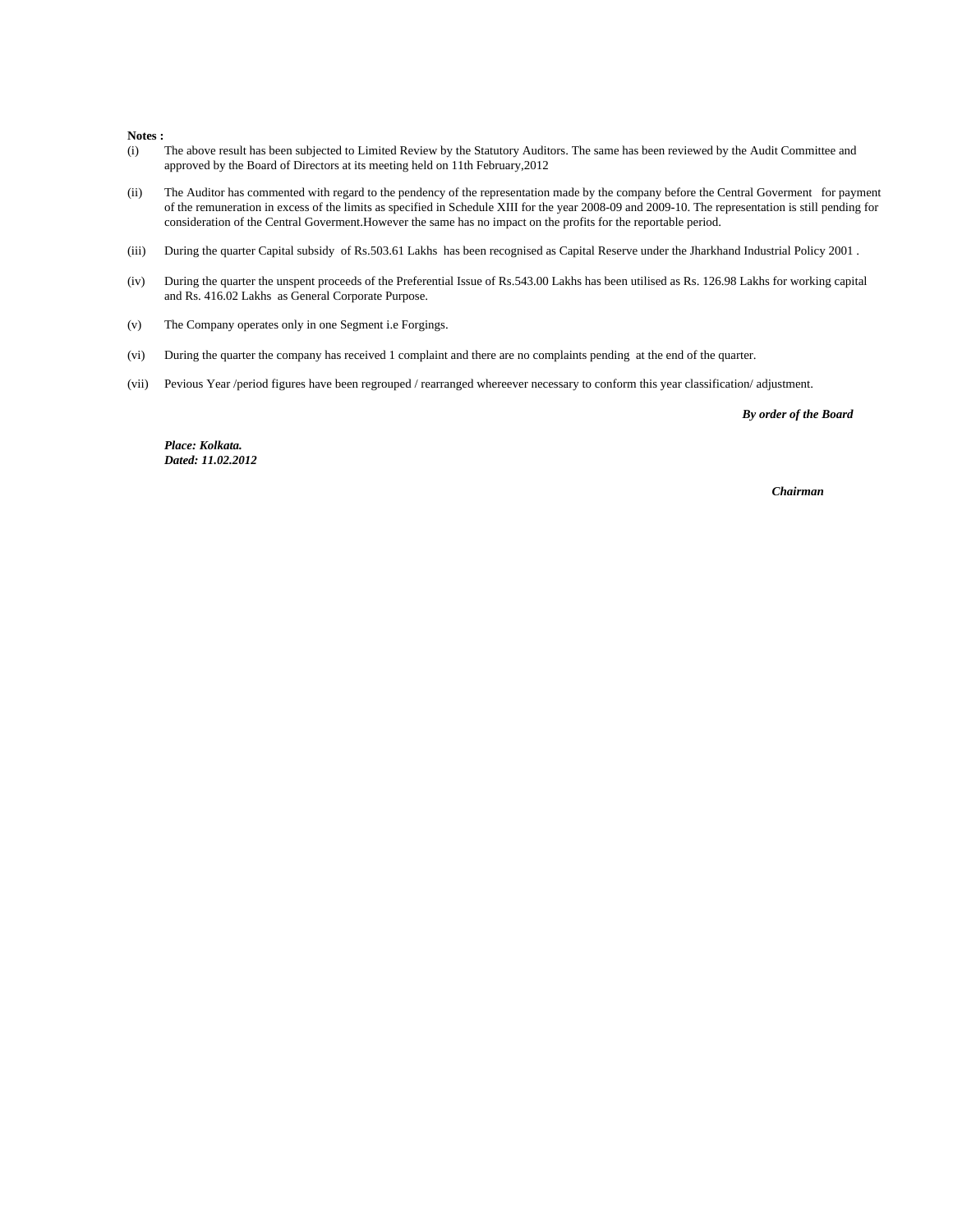**Notes :**

(i) The above result has been subjected to Limited Review by the Statutory Auditors. The same has been reviewed by the Audit Committee and approved by the Board of Directors at its meeting held on 11th February,2012

(ii) The Auditor has commented with regard to the pendency of the representation made by the company before the Central Goverment for payment of the remuneration in excess of the limits as specified in Schedule XIII for the year 2008-09 and 2009-10. The representation is still pending for consideration of the Central Goverment.However the same has no impact on the profits for the reportable period.

(iii) During the quarter Capital subsidy of Rs.503.61 Lakhs has been recognised as Capital Reserve under the Jharkhand Industrial Policy 2001 .

(iv) During the quarter the unspent proceeds of the Preferential Issue of Rs.543.00 Lakhs has been utilised as Rs. 126.98 Lakhs for working capital and Rs. 416.02 Lakhs as General Corporate Purpose.

(v) The Company operates only in one Segment i.e Forgings.

(vi) During the quarter the company has received 1 complaint and there are no complaints pending at the end of the quarter.

(vii) Pevious Year /period figures have been regrouped / rearranged whereever necessary to conform this year classification/ adjustment.

***By order of the Board***

***Place: Kolkata.***
***Dated: 11.02.2012***

***Chairman***